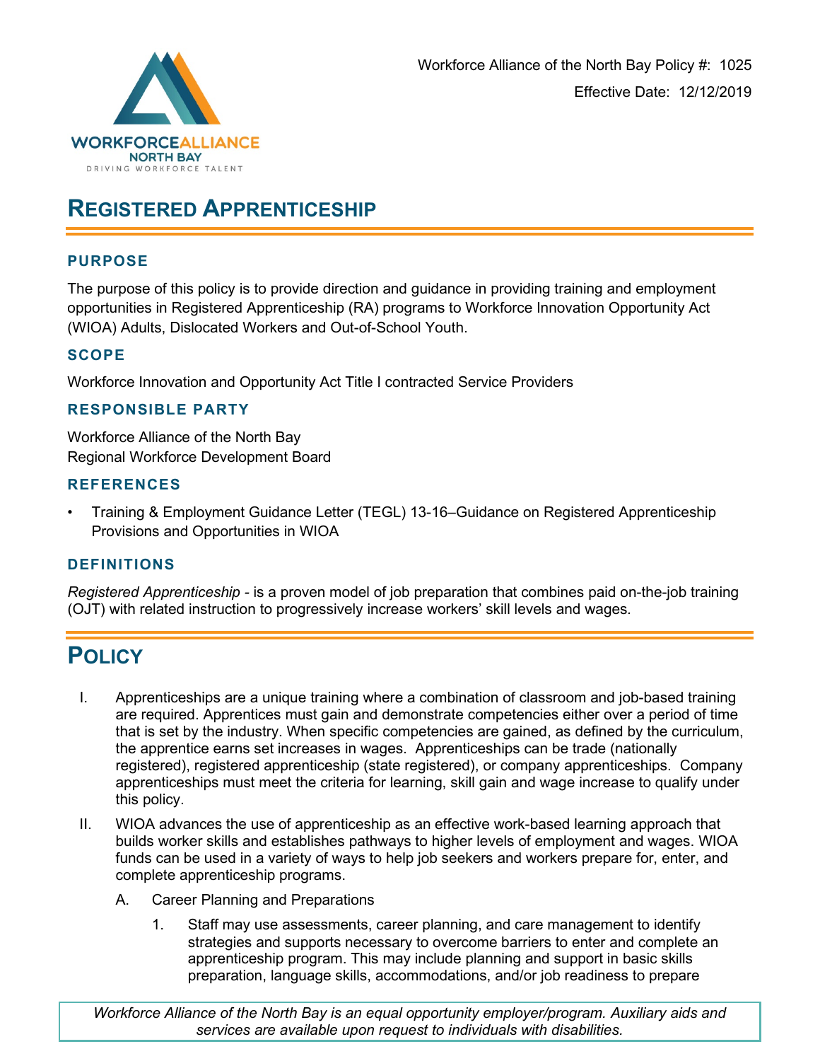Workforce Alliance of the North Bay Policy #: 1025

Effective Date: 12/12/2019

# REGISTERED APPRENTICESHIP

## PURPOSE

The purpose of this policy is to provide direction and guidance in providing training and employment opportunities in Registered Apprenticeship (RA) programs to Workforce Innovation Opportunity Act (WIOA) Adults, Dislocated Workers and Out-of-School Youth.

## SCOPE

Workforce Innovation and Opportunity Act Title I contracted Service Providers

## RESPONSIBLE PARTY

Workforce Alliance of the North Bay
Regional Workforce Development Board

## REFERENCES

- Training & Employment Guidance Letter (TEGL) 13-16–Guidance on Registered Apprenticeship Provisions and Opportunities in WIOA

## DEFINITIONS

*Registered Apprenticeship* - is a proven model of job preparation that combines paid on-the-job training (OJT) with related instruction to progressively increase workers' skill levels and wages.

# POLICY

I. Apprenticeships are a unique training where a combination of classroom and job-based training are required. Apprentices must gain and demonstrate competencies either over a period of time that is set by the industry. When specific competencies are gained, as defined by the curriculum, the apprentice earns set increases in wages. Apprenticeships can be trade (nationally registered), registered apprenticeship (state registered), or company apprenticeships. Company apprenticeships must meet the criteria for learning, skill gain and wage increase to qualify under this policy.

II. WIOA advances the use of apprenticeship as an effective work-based learning approach that builds worker skills and establishes pathways to higher levels of employment and wages. WIOA funds can be used in a variety of ways to help job seekers and workers prepare for, enter, and complete apprenticeship programs.

   A. Career Planning and Preparations

      1. Staff may use assessments, career planning, and care management to identify strategies and supports necessary to overcome barriers to enter and complete an apprenticeship program. This may include planning and support in basic skills preparation, language skills, accommodations, and/or job readiness to prepare

*Workforce Alliance of the North Bay is an equal opportunity employer/program. Auxiliary aids and services are available upon request to individuals with disabilities.*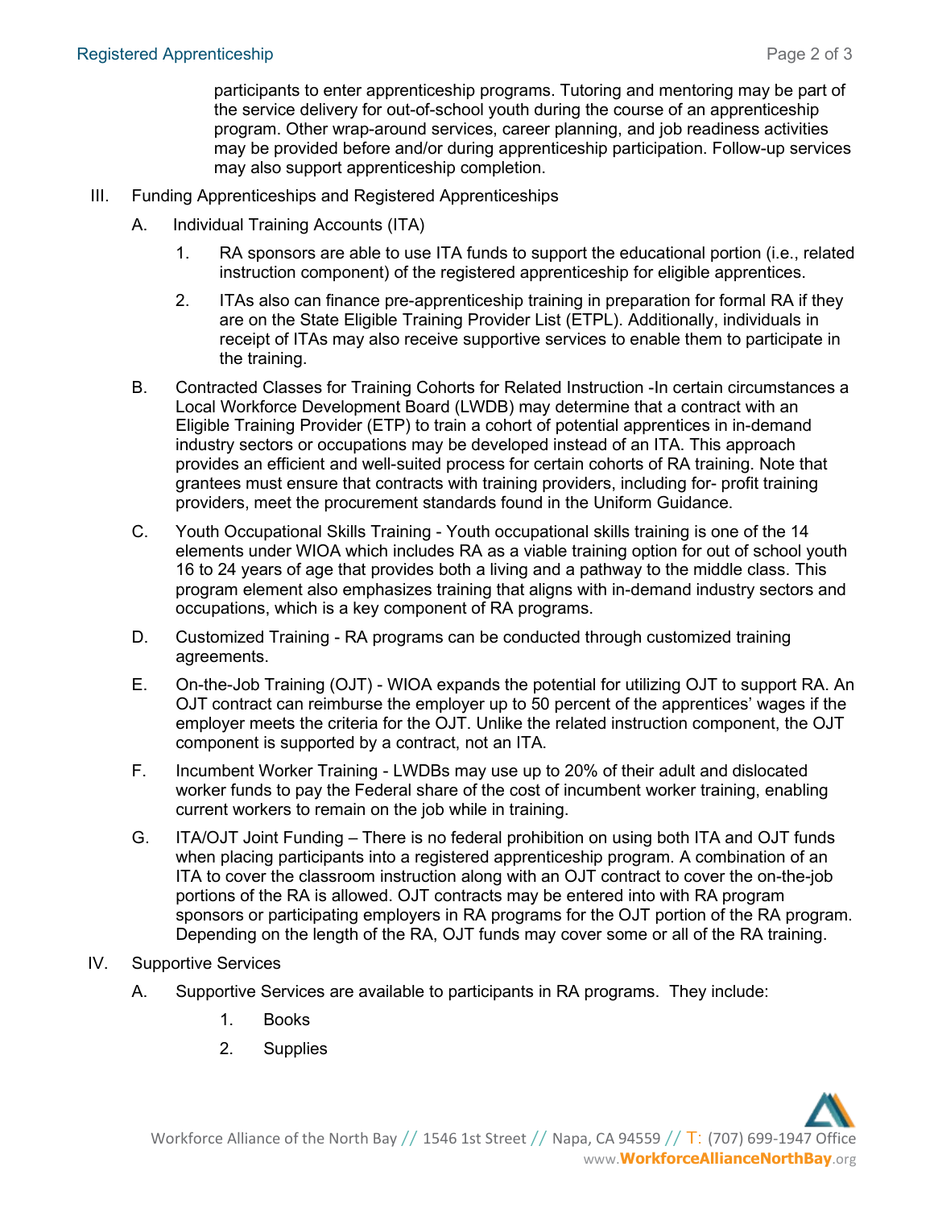participants to enter apprenticeship programs. Tutoring and mentoring may be part of the service delivery for out-of-school youth during the course of an apprenticeship program. Other wrap-around services, career planning, and job readiness activities may be provided before and/or during apprenticeship participation. Follow-up services may also support apprenticeship completion.

III. Funding Apprenticeships and Registered Apprenticeships

A. Individual Training Accounts (ITA)

1. RA sponsors are able to use ITA funds to support the educational portion (i.e., related instruction component) of the registered apprenticeship for eligible apprentices.

2. ITAs also can finance pre-apprenticeship training in preparation for formal RA if they are on the State Eligible Training Provider List (ETPL). Additionally, individuals in receipt of ITAs may also receive supportive services to enable them to participate in the training.

B. Contracted Classes for Training Cohorts for Related Instruction -In certain circumstances a Local Workforce Development Board (LWDB) may determine that a contract with an Eligible Training Provider (ETP) to train a cohort of potential apprentices in in-demand industry sectors or occupations may be developed instead of an ITA. This approach provides an efficient and well-suited process for certain cohorts of RA training. Note that grantees must ensure that contracts with training providers, including for- profit training providers, meet the procurement standards found in the Uniform Guidance.

C. Youth Occupational Skills Training - Youth occupational skills training is one of the 14 elements under WIOA which includes RA as a viable training option for out of school youth 16 to 24 years of age that provides both a living and a pathway to the middle class. This program element also emphasizes training that aligns with in-demand industry sectors and occupations, which is a key component of RA programs.

D. Customized Training - RA programs can be conducted through customized training agreements.

E. On-the-Job Training (OJT) - WIOA expands the potential for utilizing OJT to support RA. An OJT contract can reimburse the employer up to 50 percent of the apprentices' wages if the employer meets the criteria for the OJT. Unlike the related instruction component, the OJT component is supported by a contract, not an ITA.

F. Incumbent Worker Training - LWDBs may use up to 20% of their adult and dislocated worker funds to pay the Federal share of the cost of incumbent worker training, enabling current workers to remain on the job while in training.

G. ITA/OJT Joint Funding – There is no federal prohibition on using both ITA and OJT funds when placing participants into a registered apprenticeship program. A combination of an ITA to cover the classroom instruction along with an OJT contract to cover the on-the-job portions of the RA is allowed. OJT contracts may be entered into with RA program sponsors or participating employers in RA programs for the OJT portion of the RA program. Depending on the length of the RA, OJT funds may cover some or all of the RA training.

IV. Supportive Services

A. Supportive Services are available to participants in RA programs. They include:

1. Books

2. Supplies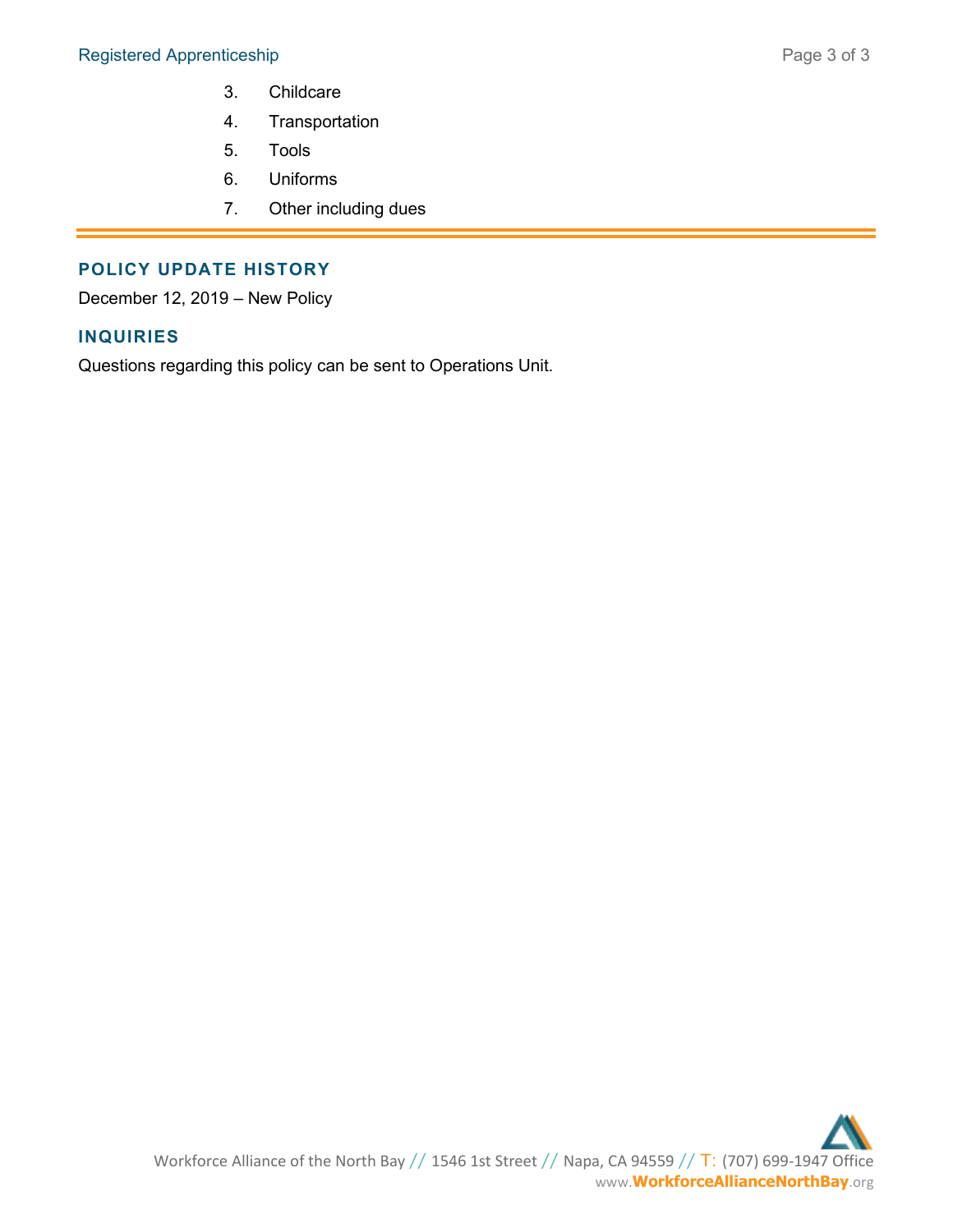3. Childcare
4. Transportation
5. Tools
6. Uniforms
7. Other including dues

---

## POLICY UPDATE HISTORY

December 12, 2019 – New Policy

## INQUIRIES

Questions regarding this policy can be sent to Operations Unit.